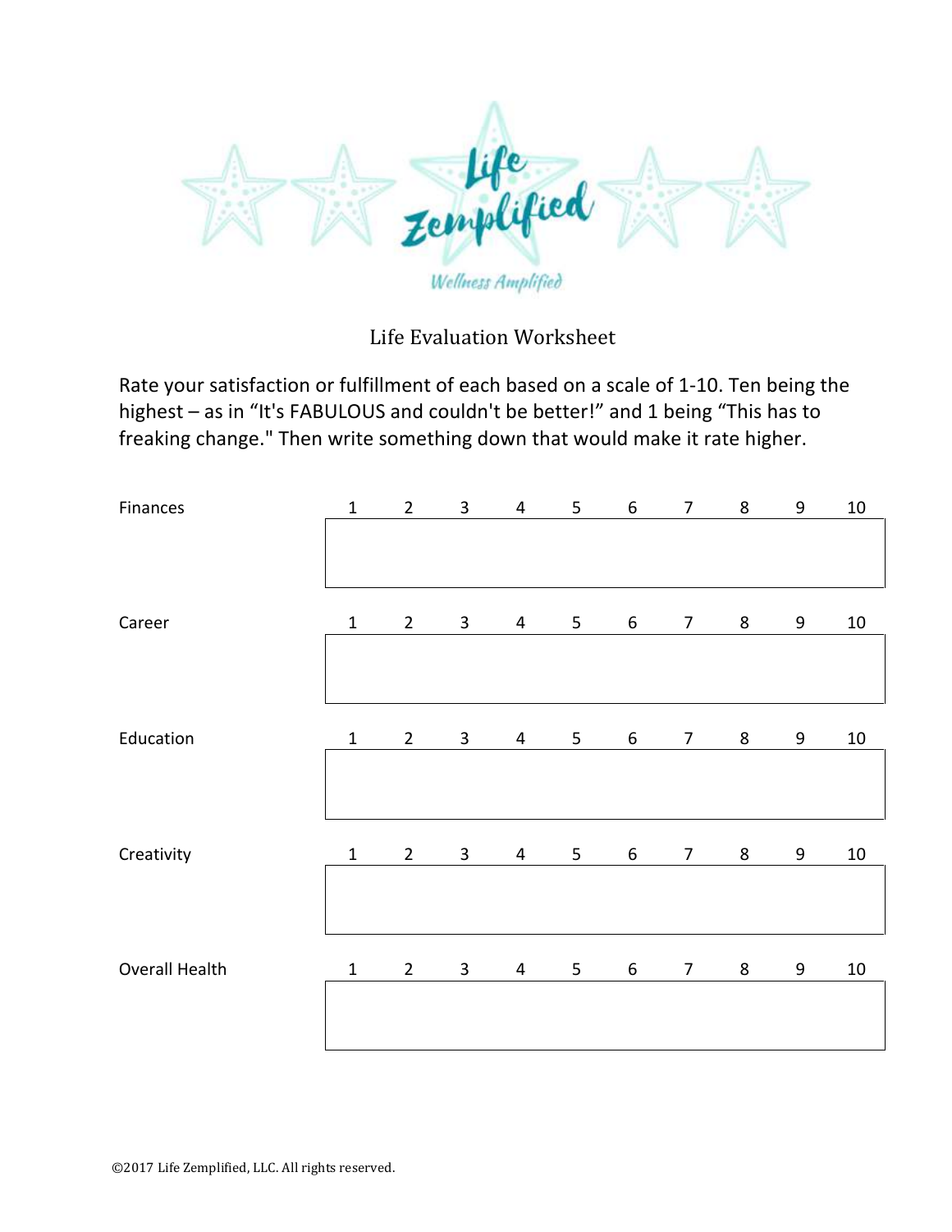Life Zemplified

Wellness Amplified

# Life Evaluation Worksheet

Rate your satisfaction or fulfillment of each based on a scale of 1-10. Ten being the highest – as in "It's FABULOUS and couldn't be better!" and 1 being "This has to freaking change." Then write something down that would make it rate higher.

| | 1 | 2 | 3 | 4 | 5 | 6 | 7 | 8 | 9 | 10 |
|---|---|---|---|---|---|---|---|---|---|---|
| Finances | | | | | | | | | | |
| Career | | | | | | | | | | |
| Education | | | | | | | | | | |
| Creativity | | | | | | | | | | |
| Overall Health | | | | | | | | | | |

©2017 Life Zemplified, LLC. All rights reserved.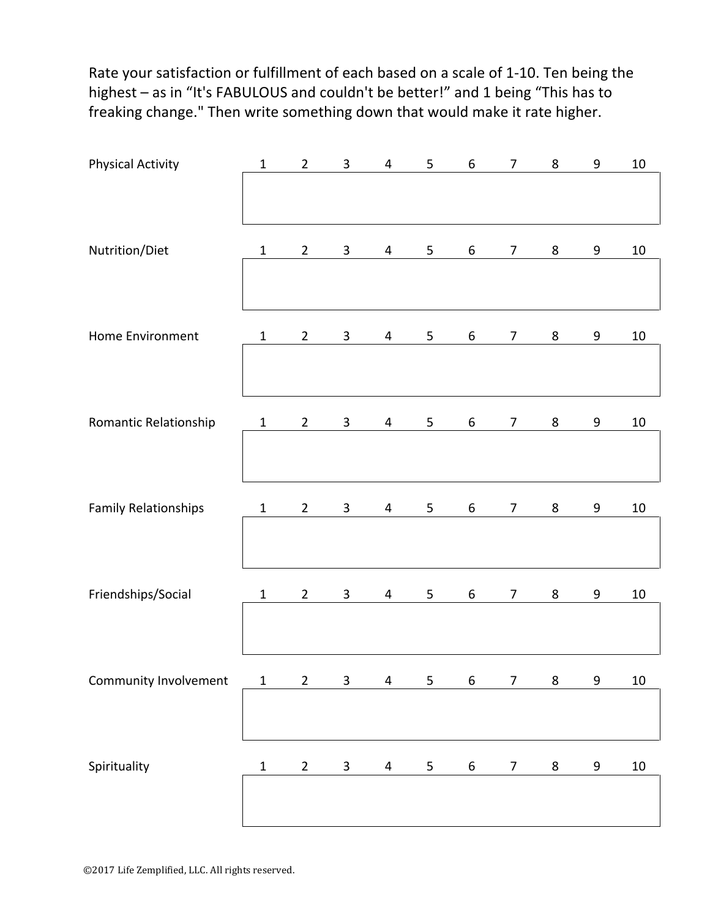Rate your satisfaction or fulfillment of each based on a scale of 1-10. Ten being the highest – as in "It's FABULOUS and couldn't be better!" and 1 being "This has to freaking change." Then write something down that would make it rate higher.

| | | | | | | | | | | |
|---|---|---|---|---|---|---|---|---|---|---|
| Physical Activity | 1 | 2 | 3 | 4 | 5 | 6 | 7 | 8 | 9 | 10 |
| | | | | | | | | | | |
| Nutrition/Diet | 1 | 2 | 3 | 4 | 5 | 6 | 7 | 8 | 9 | 10 |
| | | | | | | | | | | |
| Home Environment | 1 | 2 | 3 | 4 | 5 | 6 | 7 | 8 | 9 | 10 |
| | | | | | | | | | | |
| Romantic Relationship | 1 | 2 | 3 | 4 | 5 | 6 | 7 | 8 | 9 | 10 |
| | | | | | | | | | | |
| Family Relationships | 1 | 2 | 3 | 4 | 5 | 6 | 7 | 8 | 9 | 10 |
| | | | | | | | | | | |
| Friendships/Social | 1 | 2 | 3 | 4 | 5 | 6 | 7 | 8 | 9 | 10 |
| | | | | | | | | | | |
| Community Involvement | 1 | 2 | 3 | 4 | 5 | 6 | 7 | 8 | 9 | 10 |
| | | | | | | | | | | |
| Spirituality | 1 | 2 | 3 | 4 | 5 | 6 | 7 | 8 | 9 | 10 |
| | | | | | | | | | | |

©2017 Life Zemplified, LLC. All rights reserved.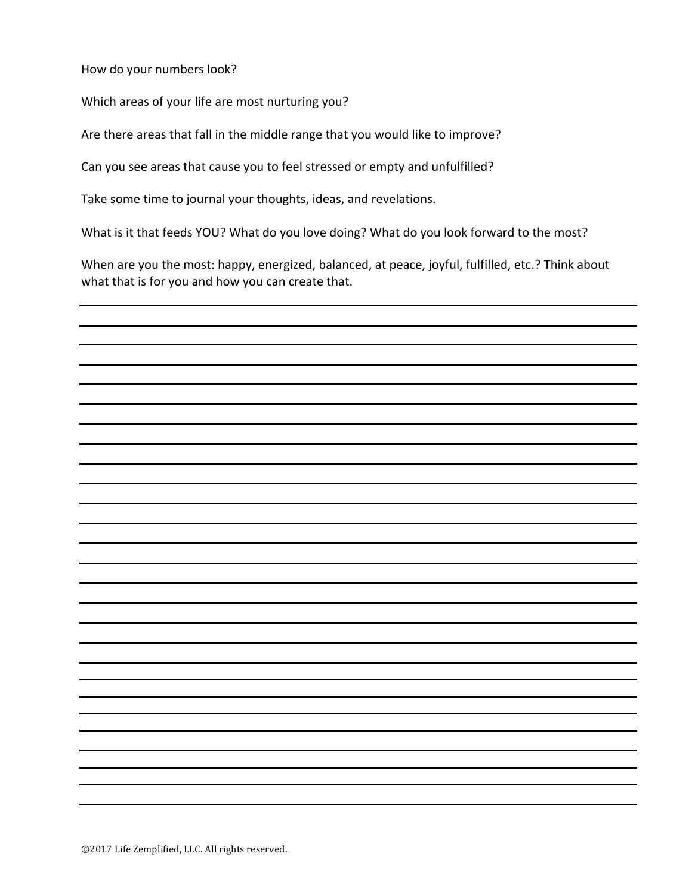How do your numbers look?

Which areas of your life are most nurturing you?

Are there areas that fall in the middle range that you would like to improve?

Can you see areas that cause you to feel stressed or empty and unfulfilled?

Take some time to journal your thoughts, ideas, and revelations.

What is it that feeds YOU? What do you love doing? What do you look forward to the most?

When are you the most: happy, energized, balanced, at peace, joyful, fulfilled, etc.? Think about what that is for you and how you can create that.

©2017 Life Zemplified, LLC. All rights reserved.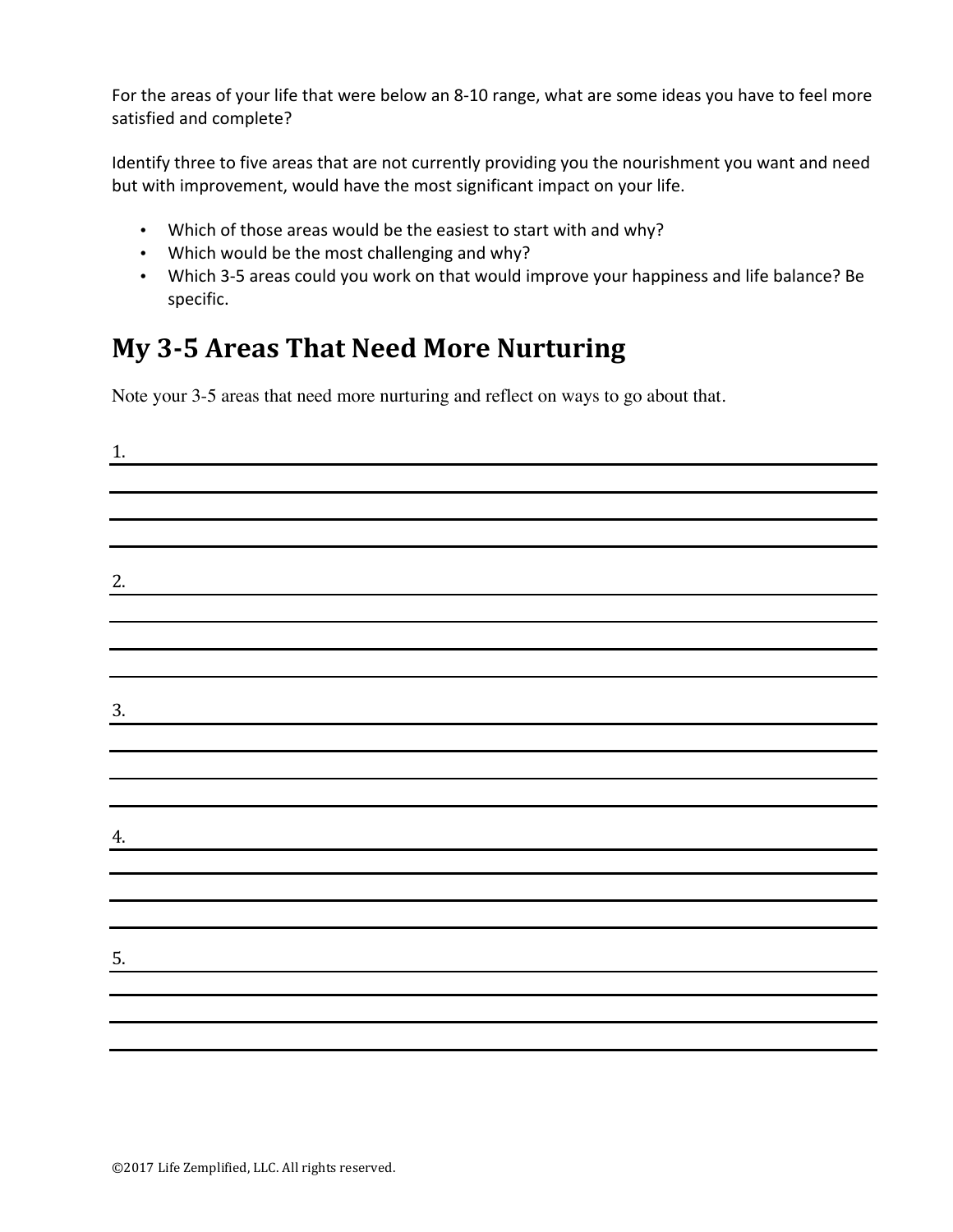For the areas of your life that were below an 8-10 range, what are some ideas you have to feel more satisfied and complete?

Identify three to five areas that are not currently providing you the nourishment you want and need but with improvement, would have the most significant impact on your life.

- Which of those areas would be the easiest to start with and why?
- Which would be the most challenging and why?
- Which 3-5 areas could you work on that would improve your happiness and life balance? Be specific.

## My 3-5 Areas That Need More Nurturing

Note your 3-5 areas that need more nurturing and reflect on ways to go about that.

1. ______________________________________________

______________________________________________

______________________________________________

______________________________________________

2. ______________________________________________

______________________________________________

______________________________________________

______________________________________________

3. ______________________________________________

______________________________________________

______________________________________________

______________________________________________

4. ______________________________________________

______________________________________________

______________________________________________

______________________________________________

5. ______________________________________________

______________________________________________

______________________________________________

______________________________________________

©2017 Life Zemplified, LLC. All rights reserved.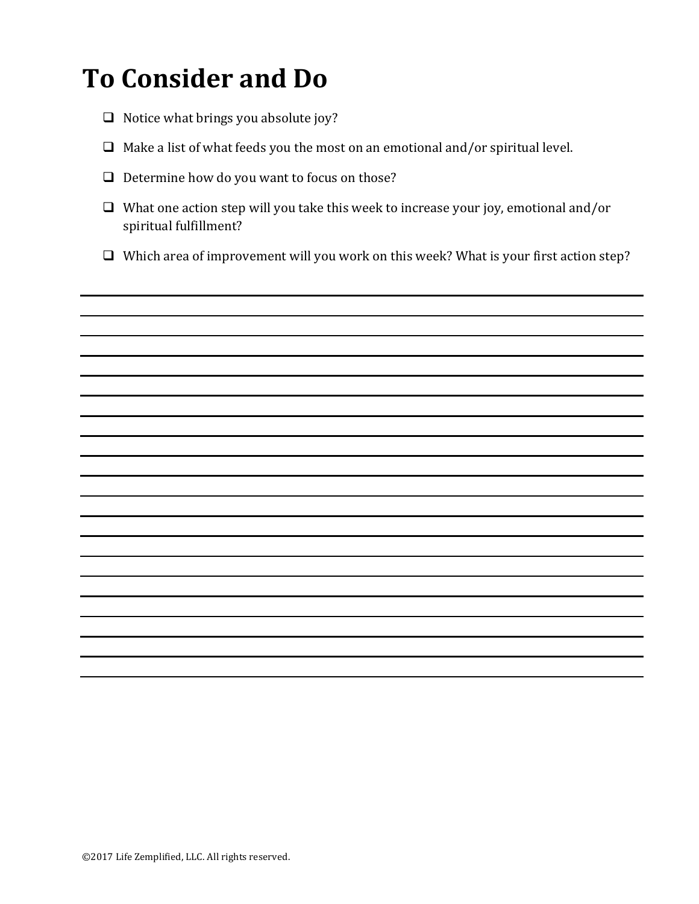# To Consider and Do

- [ ] Notice what brings you absolute joy?
- [ ] Make a list of what feeds you the most on an emotional and/or spiritual level.
- [ ] Determine how do you want to focus on those?
- [ ] What one action step will you take this week to increase your joy, emotional and/or spiritual fulfillment?
- [ ] Which area of improvement will you work on this week? What is your first action step?

©2017 Life Zemplified, LLC. All rights reserved.